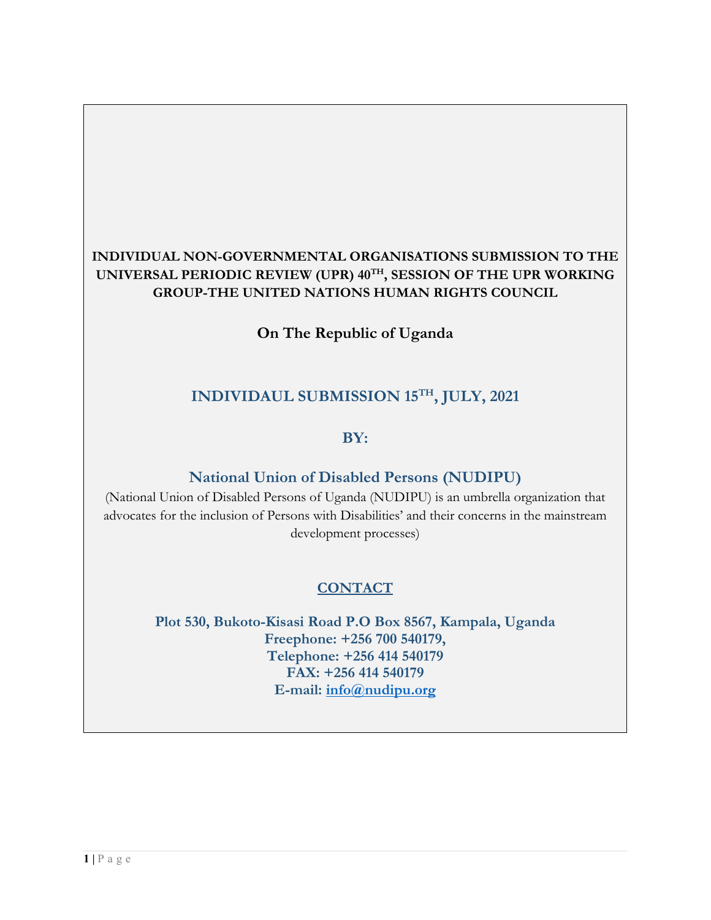**INDIVIDUAL NON-GOVERNMENTAL ORGANISATIONS SUBMISSION TO THE UNIVERSAL PERIODIC REVIEW (UPR) 40TH, SESSION OF THE UPR WORKING GROUP-THE UNITED NATIONS HUMAN RIGHTS COUNCIL**

## On The Republic of Uganda

## INDIVIDAUL SUBMISSION 15TH, JULY, 2021

**BY:**

## National Union of Disabled Persons (NUDIPU)

(National Union of Disabled Persons of Uganda (NUDIPU) is an umbrella organization that advocates for the inclusion of Persons with Disabilities' and their concerns in the mainstream development processes)

**CONTACT**

**Plot 530, Bukoto-Kisasi Road P.O Box 8567, Kampala, Uganda**
**Freephone: +256 700 540179,**
**Telephone: +256 414 540179**
**FAX: +256 414 540179**
**E-mail: info@nudipu.org**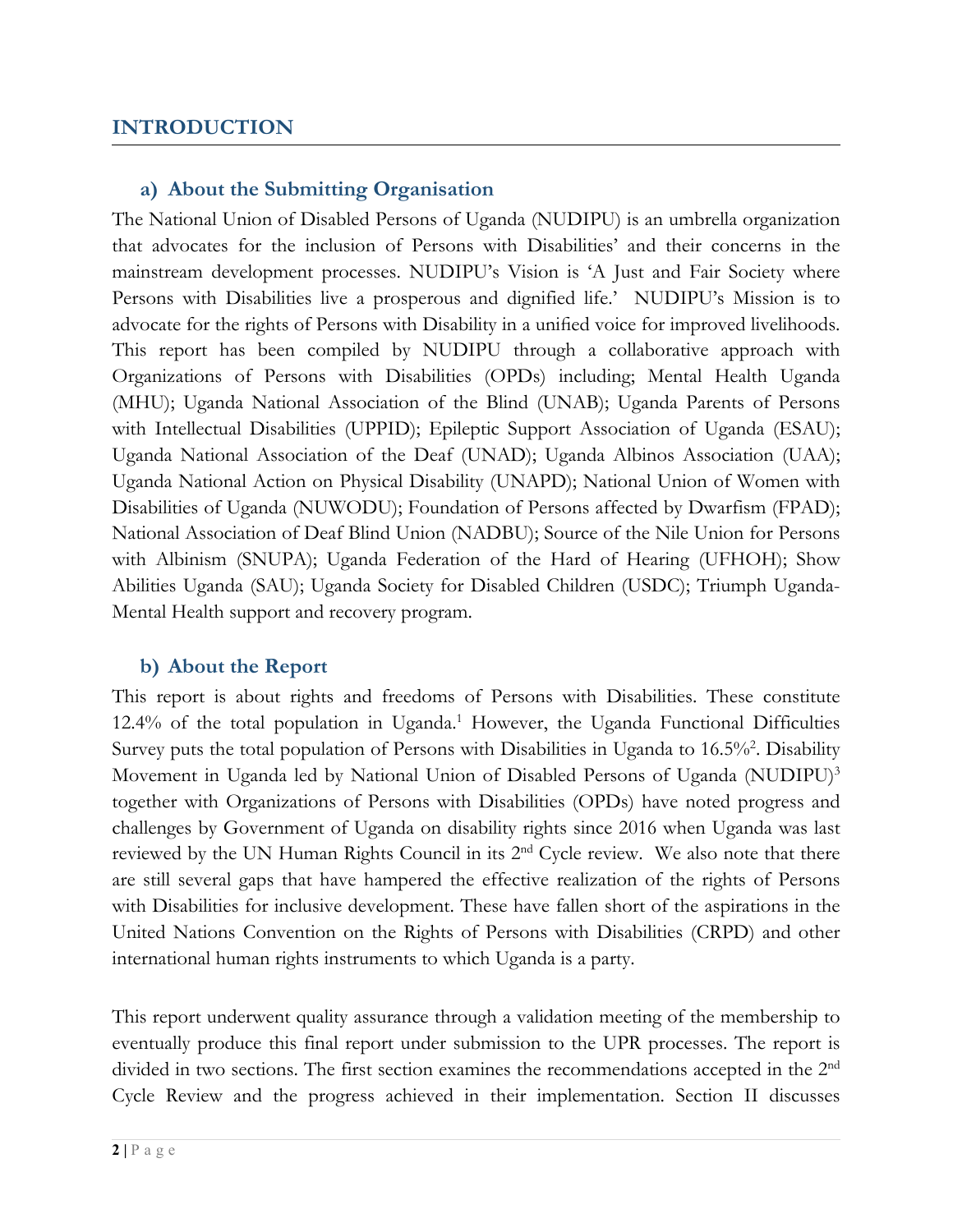## INTRODUCTION

### a) About the Submitting Organisation

The National Union of Disabled Persons of Uganda (NUDIPU) is an umbrella organization that advocates for the inclusion of Persons with Disabilities' and their concerns in the mainstream development processes. NUDIPU's Vision is 'A Just and Fair Society where Persons with Disabilities live a prosperous and dignified life.' NUDIPU's Mission is to advocate for the rights of Persons with Disability in a unified voice for improved livelihoods. This report has been compiled by NUDIPU through a collaborative approach with Organizations of Persons with Disabilities (OPDs) including; Mental Health Uganda (MHU); Uganda National Association of the Blind (UNAB); Uganda Parents of Persons with Intellectual Disabilities (UPPID); Epileptic Support Association of Uganda (ESAU); Uganda National Association of the Deaf (UNAD); Uganda Albinos Association (UAA); Uganda National Action on Physical Disability (UNAPD); National Union of Women with Disabilities of Uganda (NUWODU); Foundation of Persons affected by Dwarfism (FPAD); National Association of Deaf Blind Union (NADBU); Source of the Nile Union for Persons with Albinism (SNUPA); Uganda Federation of the Hard of Hearing (UFHOH); Show Abilities Uganda (SAU); Uganda Society for Disabled Children (USDC); Triumph Uganda-Mental Health support and recovery program.

### b) About the Report

This report is about rights and freedoms of Persons with Disabilities. These constitute 12.4% of the total population in Uganda.[1] However, the Uganda Functional Difficulties Survey puts the total population of Persons with Disabilities in Uganda to 16.5%[2]. Disability Movement in Uganda led by National Union of Disabled Persons of Uganda (NUDIPU)[3] together with Organizations of Persons with Disabilities (OPDs) have noted progress and challenges by Government of Uganda on disability rights since 2016 when Uganda was last reviewed by the UN Human Rights Council in its 2nd Cycle review. We also note that there are still several gaps that have hampered the effective realization of the rights of Persons with Disabilities for inclusive development. These have fallen short of the aspirations in the United Nations Convention on the Rights of Persons with Disabilities (CRPD) and other international human rights instruments to which Uganda is a party.

This report underwent quality assurance through a validation meeting of the membership to eventually produce this final report under submission to the UPR processes. The report is divided in two sections. The first section examines the recommendations accepted in the 2nd Cycle Review and the progress achieved in their implementation. Section II discusses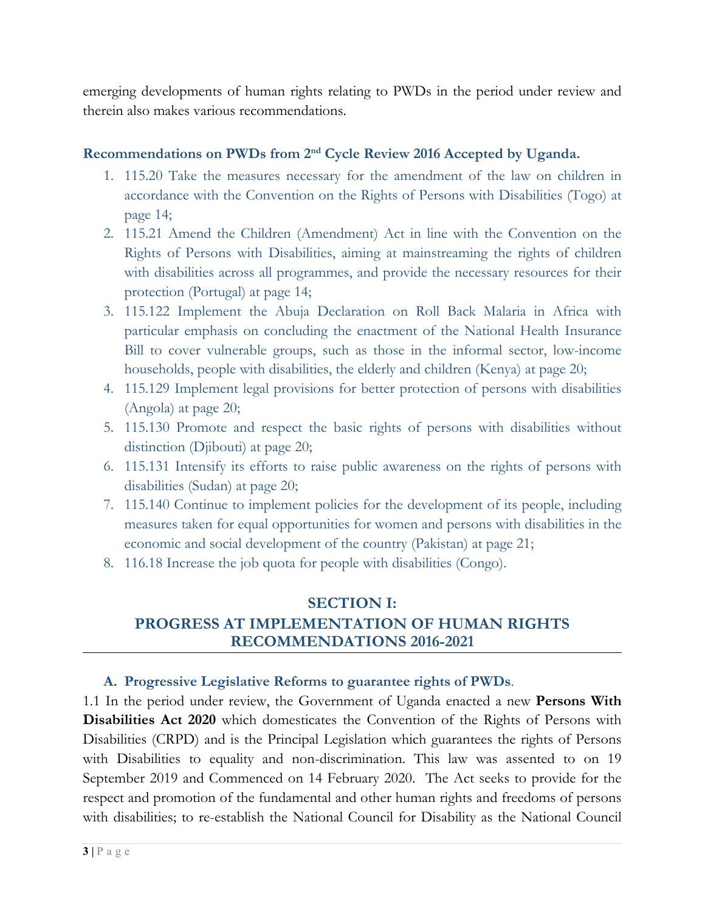emerging developments of human rights relating to PWDs in the period under review and therein also makes various recommendations.

### Recommendations on PWDs from 2nd Cycle Review 2016 Accepted by Uganda.

1. 115.20 Take the measures necessary for the amendment of the law on children in accordance with the Convention on the Rights of Persons with Disabilities (Togo) at page 14;
2. 115.21 Amend the Children (Amendment) Act in line with the Convention on the Rights of Persons with Disabilities, aiming at mainstreaming the rights of children with disabilities across all programmes, and provide the necessary resources for their protection (Portugal) at page 14;
3. 115.122 Implement the Abuja Declaration on Roll Back Malaria in Africa with particular emphasis on concluding the enactment of the National Health Insurance Bill to cover vulnerable groups, such as those in the informal sector, low-income households, people with disabilities, the elderly and children (Kenya) at page 20;
4. 115.129 Implement legal provisions for better protection of persons with disabilities (Angola) at page 20;
5. 115.130 Promote and respect the basic rights of persons with disabilities without distinction (Djibouti) at page 20;
6. 115.131 Intensify its efforts to raise public awareness on the rights of persons with disabilities (Sudan) at page 20;
7. 115.140 Continue to implement policies for the development of its people, including measures taken for equal opportunities for women and persons with disabilities in the economic and social development of the country (Pakistan) at page 21;
8. 116.18 Increase the job quota for people with disabilities (Congo).

## SECTION I:
## PROGRESS AT IMPLEMENTATION OF HUMAN RIGHTS RECOMMENDATIONS 2016-2021

### A. Progressive Legislative Reforms to guarantee rights of PWDs.

1.1 In the period under review, the Government of Uganda enacted a new **Persons With Disabilities Act 2020** which domesticates the Convention of the Rights of Persons with Disabilities (CRPD) and is the Principal Legislation which guarantees the rights of Persons with Disabilities to equality and non-discrimination. This law was assented to on 19 September 2019 and Commenced on 14 February 2020. The Act seeks to provide for the respect and promotion of the fundamental and other human rights and freedoms of persons with disabilities; to re-establish the National Council for Disability as the National Council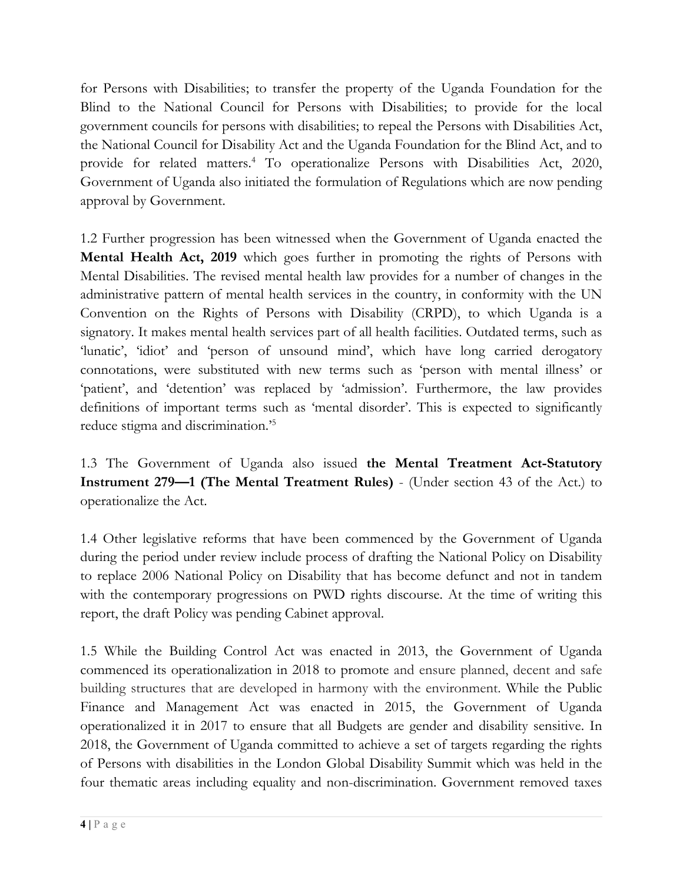for Persons with Disabilities; to transfer the property of the Uganda Foundation for the Blind to the National Council for Persons with Disabilities; to provide for the local government councils for persons with disabilities; to repeal the Persons with Disabilities Act, the National Council for Disability Act and the Uganda Foundation for the Blind Act, and to provide for related matters.[4] To operationalize Persons with Disabilities Act, 2020, Government of Uganda also initiated the formulation of Regulations which are now pending approval by Government.

1.2 Further progression has been witnessed when the Government of Uganda enacted the **Mental Health Act, 2019** which goes further in promoting the rights of Persons with Mental Disabilities. The revised mental health law provides for a number of changes in the administrative pattern of mental health services in the country, in conformity with the UN Convention on the Rights of Persons with Disability (CRPD), to which Uganda is a signatory. It makes mental health services part of all health facilities. Outdated terms, such as 'lunatic', 'idiot' and 'person of unsound mind', which have long carried derogatory connotations, were substituted with new terms such as 'person with mental illness' or 'patient', and 'detention' was replaced by 'admission'. Furthermore, the law provides definitions of important terms such as 'mental disorder'. This is expected to significantly reduce stigma and discrimination.'[5]

1.3 The Government of Uganda also issued **the Mental Treatment Act-Statutory Instrument 279—1 (The Mental Treatment Rules)** - (Under section 43 of the Act.) to operationalize the Act.

1.4 Other legislative reforms that have been commenced by the Government of Uganda during the period under review include process of drafting the National Policy on Disability to replace 2006 National Policy on Disability that has become defunct and not in tandem with the contemporary progressions on PWD rights discourse. At the time of writing this report, the draft Policy was pending Cabinet approval.

1.5 While the Building Control Act was enacted in 2013, the Government of Uganda commenced its operationalization in 2018 to promote and ensure planned, decent and safe building structures that are developed in harmony with the environment. While the Public Finance and Management Act was enacted in 2015, the Government of Uganda operationalized it in 2017 to ensure that all Budgets are gender and disability sensitive. In 2018, the Government of Uganda committed to achieve a set of targets regarding the rights of Persons with disabilities in the London Global Disability Summit which was held in the four thematic areas including equality and non-discrimination. Government removed taxes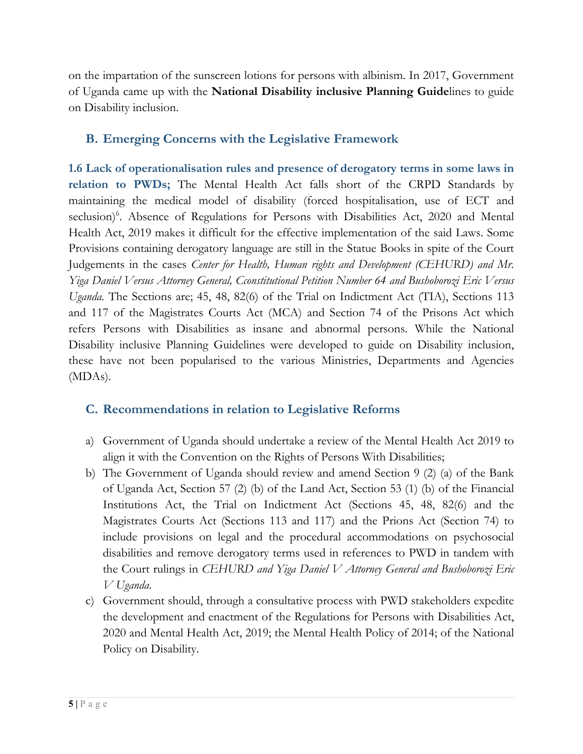on the impartation of the sunscreen lotions for persons with albinism. In 2017, Government of Uganda came up with the **National Disability inclusive Planning Guide**lines to guide on Disability inclusion.

## B. Emerging Concerns with the Legislative Framework

**1.6 Lack of operationalisation rules and presence of derogatory terms in some laws in relation to PWDs;** The Mental Health Act falls short of the CRPD Standards by maintaining the medical model of disability (forced hospitalisation, use of ECT and seclusion)[6]. Absence of Regulations for Persons with Disabilities Act, 2020 and Mental Health Act, 2019 makes it difficult for the effective implementation of the said Laws. Some Provisions containing derogatory language are still in the Statue Books in spite of the Court Judgements in the cases *Center for Health, Human rights and Development (CEHURD) and Mr. Yiga Daniel Versus Attorney General, Cconstitutional Petition Number 64 and Bushoborozi Eric Versus Uganda.* The Sections are; 45, 48, 82(6) of the Trial on Indictment Act (TIA), Sections 113 and 117 of the Magistrates Courts Act (MCA) and Section 74 of the Prisons Act which refers Persons with Disabilities as insane and abnormal persons. While the National Disability inclusive Planning Guidelines were developed to guide on Disability inclusion, these have not been popularised to the various Ministries, Departments and Agencies (MDAs).

## C. Recommendations in relation to Legislative Reforms

a) Government of Uganda should undertake a review of the Mental Health Act 2019 to align it with the Convention on the Rights of Persons With Disabilities;

b) The Government of Uganda should review and amend Section 9 (2) (a) of the Bank of Uganda Act, Section 57 (2) (b) of the Land Act, Section 53 (1) (b) of the Financial Institutions Act, the Trial on Indictment Act (Sections 45, 48, 82(6) and the Magistrates Courts Act (Sections 113 and 117) and the Prions Act (Section 74) to include provisions on legal and the procedural accommodations on psychosocial disabilities and remove derogatory terms used in references to PWD in tandem with the Court rulings in *CEHURD and Yiga Daniel V Attorney General and Bushoborozi Eric V Uganda.*

c) Government should, through a consultative process with PWD stakeholders expedite the development and enactment of the Regulations for Persons with Disabilities Act, 2020 and Mental Health Act, 2019; the Mental Health Policy of 2014; of the National Policy on Disability.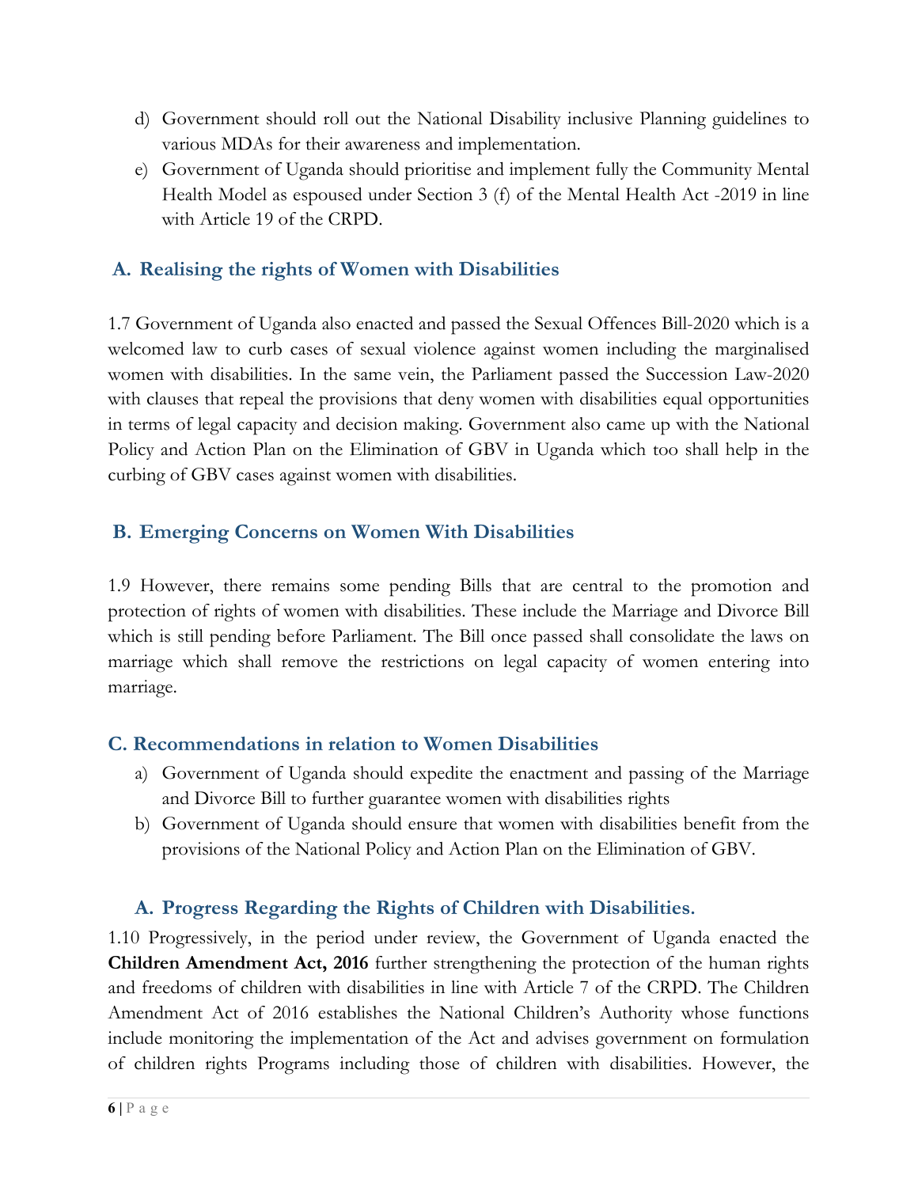d) Government should roll out the National Disability inclusive Planning guidelines to various MDAs for their awareness and implementation.

e) Government of Uganda should prioritise and implement fully the Community Mental Health Model as espoused under Section 3 (f) of the Mental Health Act -2019 in line with Article 19 of the CRPD.

## A. Realising the rights of Women with Disabilities

1.7 Government of Uganda also enacted and passed the Sexual Offences Bill-2020 which is a welcomed law to curb cases of sexual violence against women including the marginalised women with disabilities. In the same vein, the Parliament passed the Succession Law-2020 with clauses that repeal the provisions that deny women with disabilities equal opportunities in terms of legal capacity and decision making. Government also came up with the National Policy and Action Plan on the Elimination of GBV in Uganda which too shall help in the curbing of GBV cases against women with disabilities.

## B. Emerging Concerns on Women With Disabilities

1.9 However, there remains some pending Bills that are central to the promotion and protection of rights of women with disabilities. These include the Marriage and Divorce Bill which is still pending before Parliament. The Bill once passed shall consolidate the laws on marriage which shall remove the restrictions on legal capacity of women entering into marriage.

## C. Recommendations in relation to Women Disabilities

a) Government of Uganda should expedite the enactment and passing of the Marriage and Divorce Bill to further guarantee women with disabilities rights

b) Government of Uganda should ensure that women with disabilities benefit from the provisions of the National Policy and Action Plan on the Elimination of GBV.

## A. Progress Regarding the Rights of Children with Disabilities.

1.10 Progressively, in the period under review, the Government of Uganda enacted the **Children Amendment Act, 2016** further strengthening the protection of the human rights and freedoms of children with disabilities in line with Article 7 of the CRPD. The Children Amendment Act of 2016 establishes the National Children's Authority whose functions include monitoring the implementation of the Act and advises government on formulation of children rights Programs including those of children with disabilities. However, the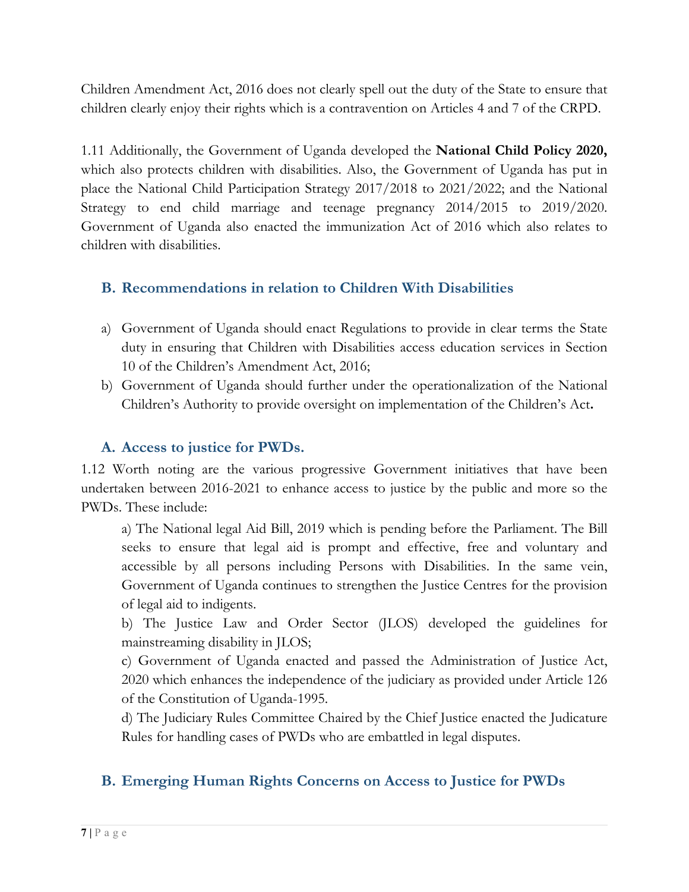Children Amendment Act, 2016 does not clearly spell out the duty of the State to ensure that children clearly enjoy their rights which is a contravention on Articles 4 and 7 of the CRPD.

1.11 Additionally, the Government of Uganda developed the **National Child Policy 2020,** which also protects children with disabilities. Also, the Government of Uganda has put in place the National Child Participation Strategy 2017/2018 to 2021/2022; and the National Strategy to end child marriage and teenage pregnancy 2014/2015 to 2019/2020. Government of Uganda also enacted the immunization Act of 2016 which also relates to children with disabilities.

### B. Recommendations in relation to Children With Disabilities

a) Government of Uganda should enact Regulations to provide in clear terms the State duty in ensuring that Children with Disabilities access education services in Section 10 of the Children's Amendment Act, 2016;

b) Government of Uganda should further under the operationalization of the National Children's Authority to provide oversight on implementation of the Children's Act**.**

### A. Access to justice for PWDs.

1.12 Worth noting are the various progressive Government initiatives that have been undertaken between 2016-2021 to enhance access to justice by the public and more so the PWDs. These include:

a) The National legal Aid Bill, 2019 which is pending before the Parliament. The Bill seeks to ensure that legal aid is prompt and effective, free and voluntary and accessible by all persons including Persons with Disabilities. In the same vein, Government of Uganda continues to strengthen the Justice Centres for the provision of legal aid to indigents.

b) The Justice Law and Order Sector (JLOS) developed the guidelines for mainstreaming disability in JLOS;

c) Government of Uganda enacted and passed the Administration of Justice Act, 2020 which enhances the independence of the judiciary as provided under Article 126 of the Constitution of Uganda-1995.

d) The Judiciary Rules Committee Chaired by the Chief Justice enacted the Judicature Rules for handling cases of PWDs who are embattled in legal disputes.

### B. Emerging Human Rights Concerns on Access to Justice for PWDs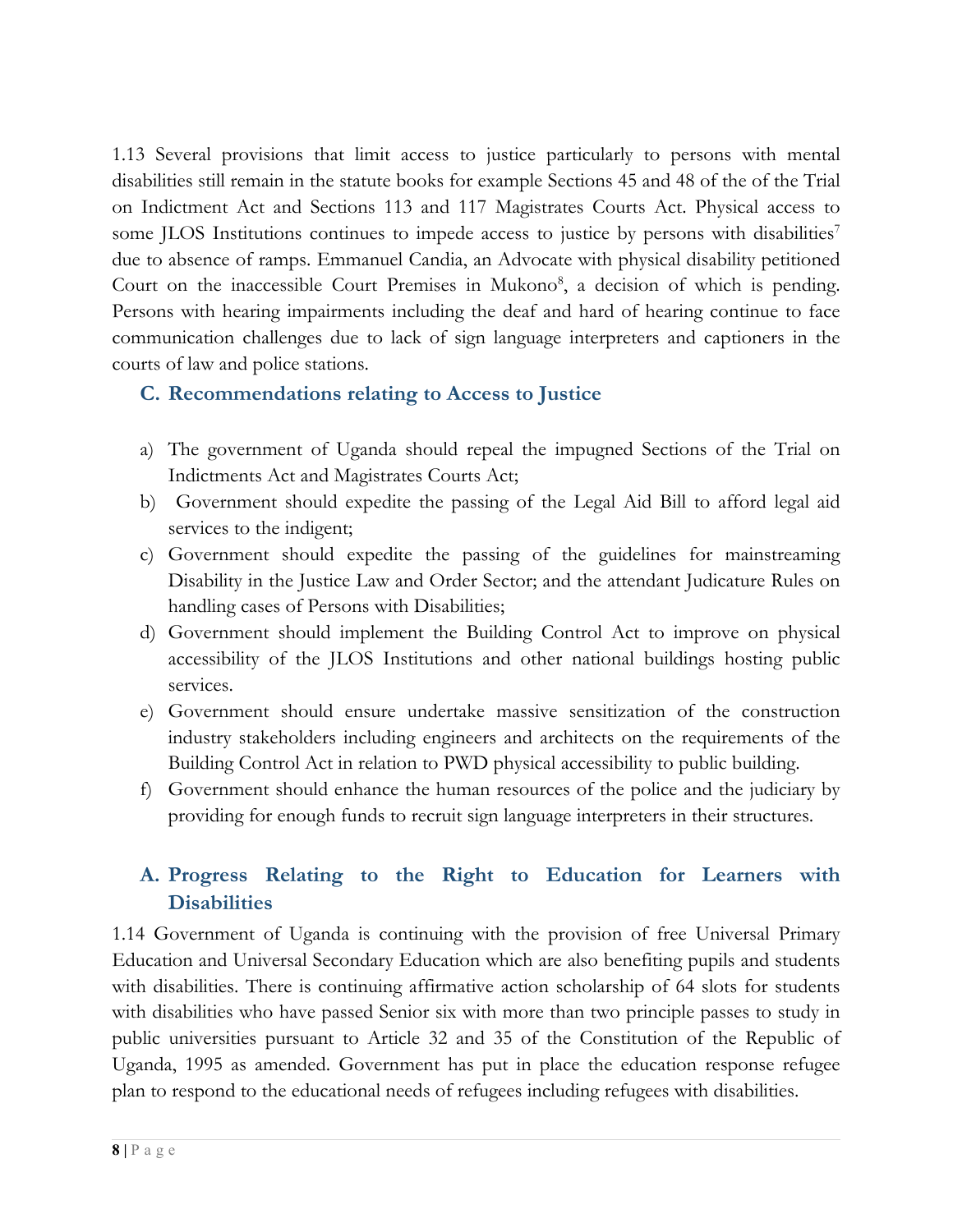1.13 Several provisions that limit access to justice particularly to persons with mental disabilities still remain in the statute books for example Sections 45 and 48 of the of the Trial on Indictment Act and Sections 113 and 117 Magistrates Courts Act. Physical access to some JLOS Institutions continues to impede access to justice by persons with disabilities[7] due to absence of ramps. Emmanuel Candia, an Advocate with physical disability petitioned Court on the inaccessible Court Premises in Mukono[8], a decision of which is pending. Persons with hearing impairments including the deaf and hard of hearing continue to face communication challenges due to lack of sign language interpreters and captioners in the courts of law and police stations.

### C. Recommendations relating to Access to Justice

a) The government of Uganda should repeal the impugned Sections of the Trial on Indictments Act and Magistrates Courts Act;

b) Government should expedite the passing of the Legal Aid Bill to afford legal aid services to the indigent;

c) Government should expedite the passing of the guidelines for mainstreaming Disability in the Justice Law and Order Sector; and the attendant Judicature Rules on handling cases of Persons with Disabilities;

d) Government should implement the Building Control Act to improve on physical accessibility of the JLOS Institutions and other national buildings hosting public services.

e) Government should ensure undertake massive sensitization of the construction industry stakeholders including engineers and architects on the requirements of the Building Control Act in relation to PWD physical accessibility to public building.

f) Government should enhance the human resources of the police and the judiciary by providing for enough funds to recruit sign language interpreters in their structures.

### A. Progress Relating to the Right to Education for Learners with Disabilities

1.14 Government of Uganda is continuing with the provision of free Universal Primary Education and Universal Secondary Education which are also benefiting pupils and students with disabilities. There is continuing affirmative action scholarship of 64 slots for students with disabilities who have passed Senior six with more than two principle passes to study in public universities pursuant to Article 32 and 35 of the Constitution of the Republic of Uganda, 1995 as amended. Government has put in place the education response refugee plan to respond to the educational needs of refugees including refugees with disabilities.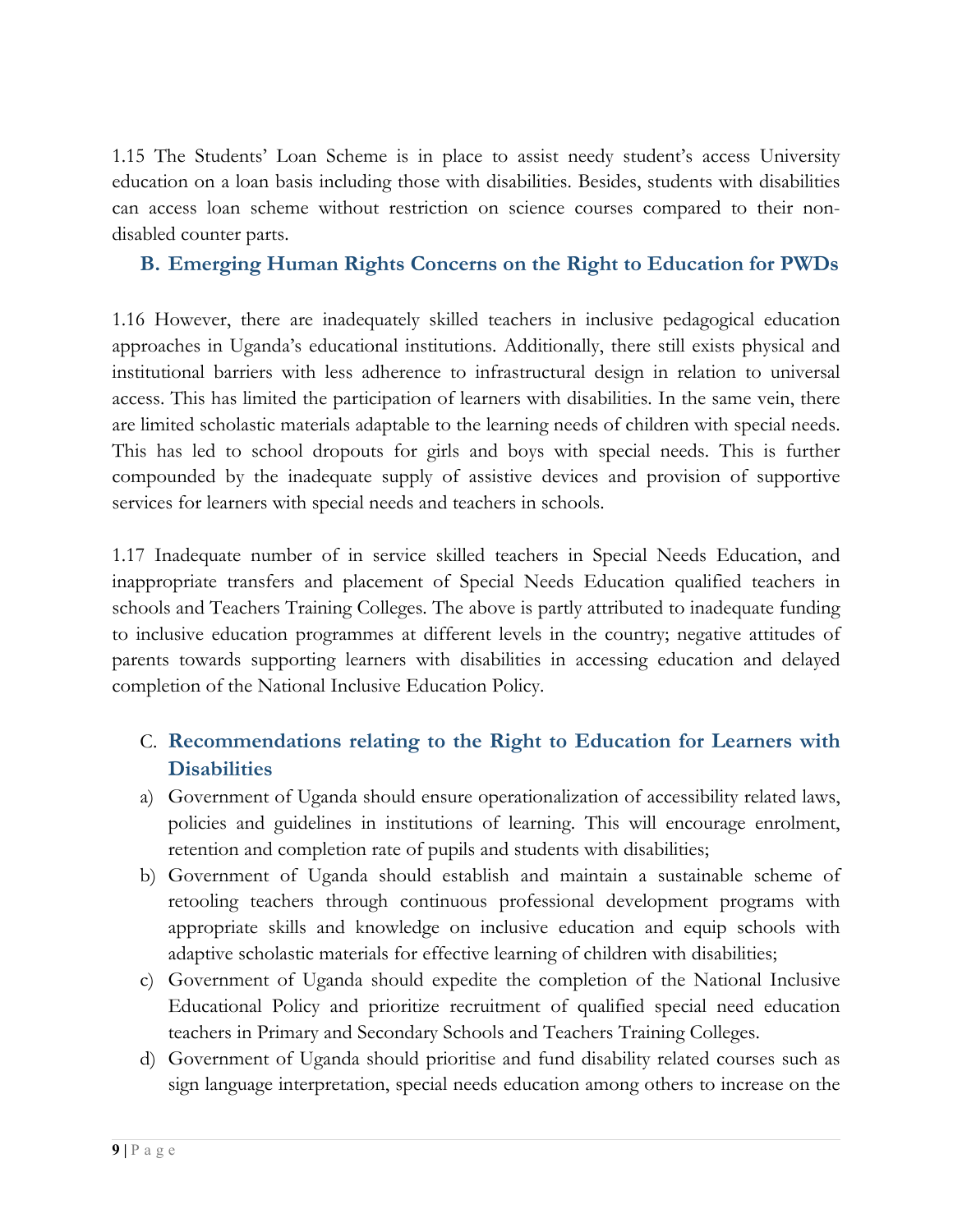1.15 The Students' Loan Scheme is in place to assist needy student's access University education on a loan basis including those with disabilities. Besides, students with disabilities can access loan scheme without restriction on science courses compared to their non-disabled counter parts.

## B. Emerging Human Rights Concerns on the Right to Education for PWDs

1.16 However, there are inadequately skilled teachers in inclusive pedagogical education approaches in Uganda's educational institutions. Additionally, there still exists physical and institutional barriers with less adherence to infrastructural design in relation to universal access. This has limited the participation of learners with disabilities. In the same vein, there are limited scholastic materials adaptable to the learning needs of children with special needs. This has led to school dropouts for girls and boys with special needs. This is further compounded by the inadequate supply of assistive devices and provision of supportive services for learners with special needs and teachers in schools.

1.17 Inadequate number of in service skilled teachers in Special Needs Education, and inappropriate transfers and placement of Special Needs Education qualified teachers in schools and Teachers Training Colleges. The above is partly attributed to inadequate funding to inclusive education programmes at different levels in the country; negative attitudes of parents towards supporting learners with disabilities in accessing education and delayed completion of the National Inclusive Education Policy.

## C. Recommendations relating to the Right to Education for Learners with Disabilities

a) Government of Uganda should ensure operationalization of accessibility related laws, policies and guidelines in institutions of learning. This will encourage enrolment, retention and completion rate of pupils and students with disabilities;
b) Government of Uganda should establish and maintain a sustainable scheme of retooling teachers through continuous professional development programs with appropriate skills and knowledge on inclusive education and equip schools with adaptive scholastic materials for effective learning of children with disabilities;
c) Government of Uganda should expedite the completion of the National Inclusive Educational Policy and prioritize recruitment of qualified special need education teachers in Primary and Secondary Schools and Teachers Training Colleges.
d) Government of Uganda should prioritise and fund disability related courses such as sign language interpretation, special needs education among others to increase on the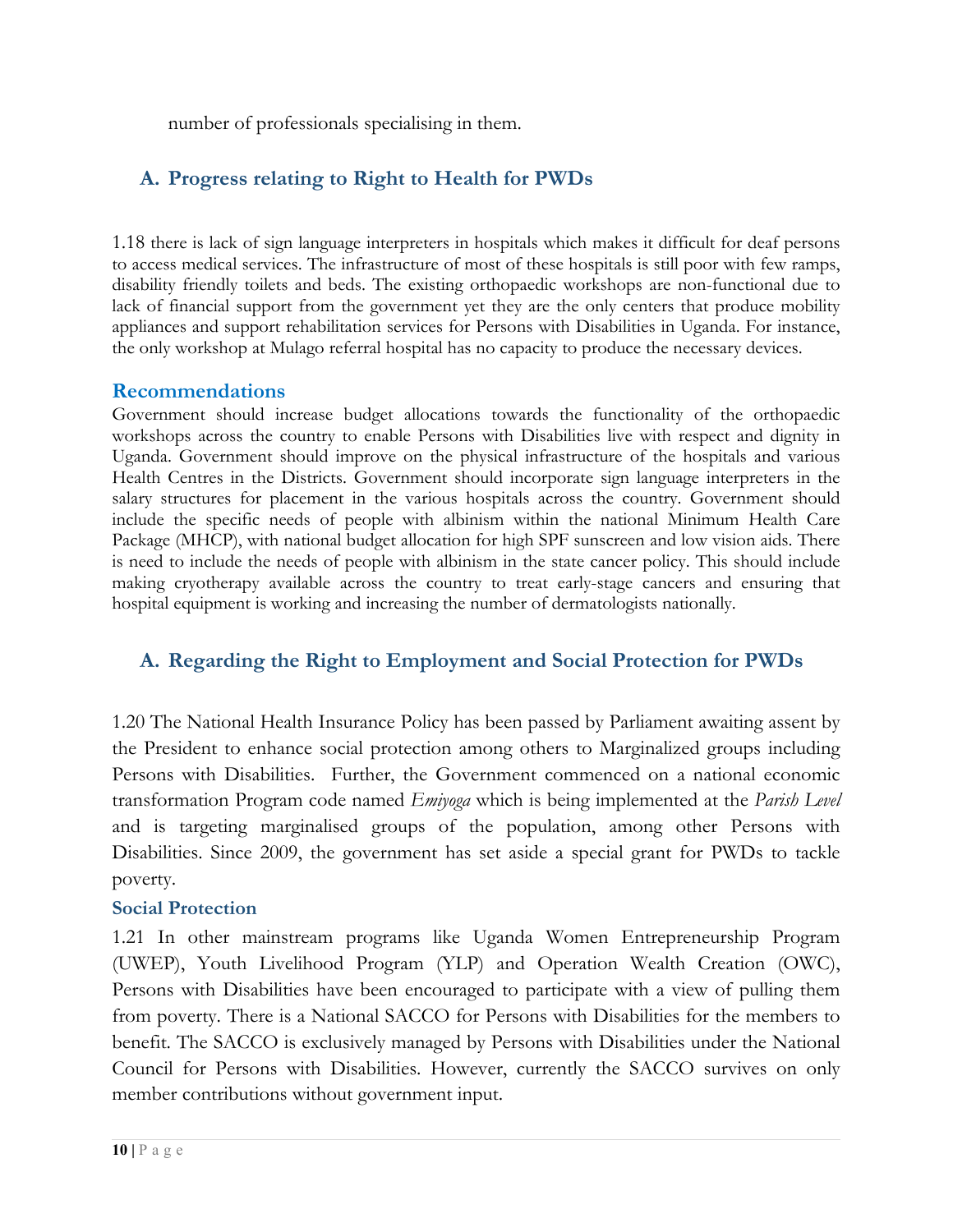number of professionals specialising in them.

## A. Progress relating to Right to Health for PWDs

1.18 there is lack of sign language interpreters in hospitals which makes it difficult for deaf persons to access medical services. The infrastructure of most of these hospitals is still poor with few ramps, disability friendly toilets and beds. The existing orthopaedic workshops are non-functional due to lack of financial support from the government yet they are the only centers that produce mobility appliances and support rehabilitation services for Persons with Disabilities in Uganda. For instance, the only workshop at Mulago referral hospital has no capacity to produce the necessary devices.

### Recommendations

Government should increase budget allocations towards the functionality of the orthopaedic workshops across the country to enable Persons with Disabilities live with respect and dignity in Uganda. Government should improve on the physical infrastructure of the hospitals and various Health Centres in the Districts. Government should incorporate sign language interpreters in the salary structures for placement in the various hospitals across the country. Government should include the specific needs of people with albinism within the national Minimum Health Care Package (MHCP), with national budget allocation for high SPF sunscreen and low vision aids. There is need to include the needs of people with albinism in the state cancer policy. This should include making cryotherapy available across the country to treat early-stage cancers and ensuring that hospital equipment is working and increasing the number of dermatologists nationally.

## A. Regarding the Right to Employment and Social Protection for PWDs

1.20 The National Health Insurance Policy has been passed by Parliament awaiting assent by the President to enhance social protection among others to Marginalized groups including Persons with Disabilities. Further, the Government commenced on a national economic transformation Program code named *Emiyoga* which is being implemented at the *Parish Level* and is targeting marginalised groups of the population, among other Persons with Disabilities. Since 2009, the government has set aside a special grant for PWDs to tackle poverty.

### Social Protection

1.21 In other mainstream programs like Uganda Women Entrepreneurship Program (UWEP), Youth Livelihood Program (YLP) and Operation Wealth Creation (OWC), Persons with Disabilities have been encouraged to participate with a view of pulling them from poverty. There is a National SACCO for Persons with Disabilities for the members to benefit. The SACCO is exclusively managed by Persons with Disabilities under the National Council for Persons with Disabilities. However, currently the SACCO survives on only member contributions without government input.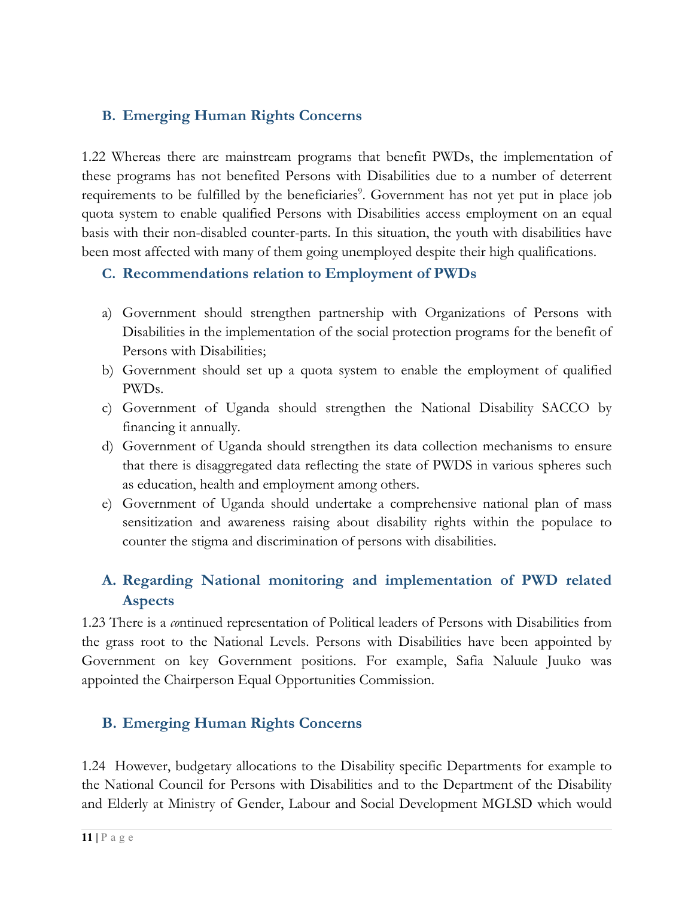### B. Emerging Human Rights Concerns

1.22 Whereas there are mainstream programs that benefit PWDs, the implementation of these programs has not benefited Persons with Disabilities due to a number of deterrent requirements to be fulfilled by the beneficiaries[9]. Government has not yet put in place job quota system to enable qualified Persons with Disabilities access employment on an equal basis with their non-disabled counter-parts. In this situation, the youth with disabilities have been most affected with many of them going unemployed despite their high qualifications.

### C. Recommendations relation to Employment of PWDs

a) Government should strengthen partnership with Organizations of Persons with Disabilities in the implementation of the social protection programs for the benefit of Persons with Disabilities;
b) Government should set up a quota system to enable the employment of qualified PWDs.
c) Government of Uganda should strengthen the National Disability SACCO by financing it annually.
d) Government of Uganda should strengthen its data collection mechanisms to ensure that there is disaggregated data reflecting the state of PWDS in various spheres such as education, health and employment among others.
e) Government of Uganda should undertake a comprehensive national plan of mass sensitization and awareness raising about disability rights within the populace to counter the stigma and discrimination of persons with disabilities.

### A. Regarding National monitoring and implementation of PWD related Aspects

1.23 There is a *co*ntinued representation of Political leaders of Persons with Disabilities from the grass root to the National Levels. Persons with Disabilities have been appointed by Government on key Government positions. For example, Safia Naluule Juuko was appointed the Chairperson Equal Opportunities Commission.

### B. Emerging Human Rights Concerns

1.24 However, budgetary allocations to the Disability specific Departments for example to the National Council for Persons with Disabilities and to the Department of the Disability and Elderly at Ministry of Gender, Labour and Social Development MGLSD which would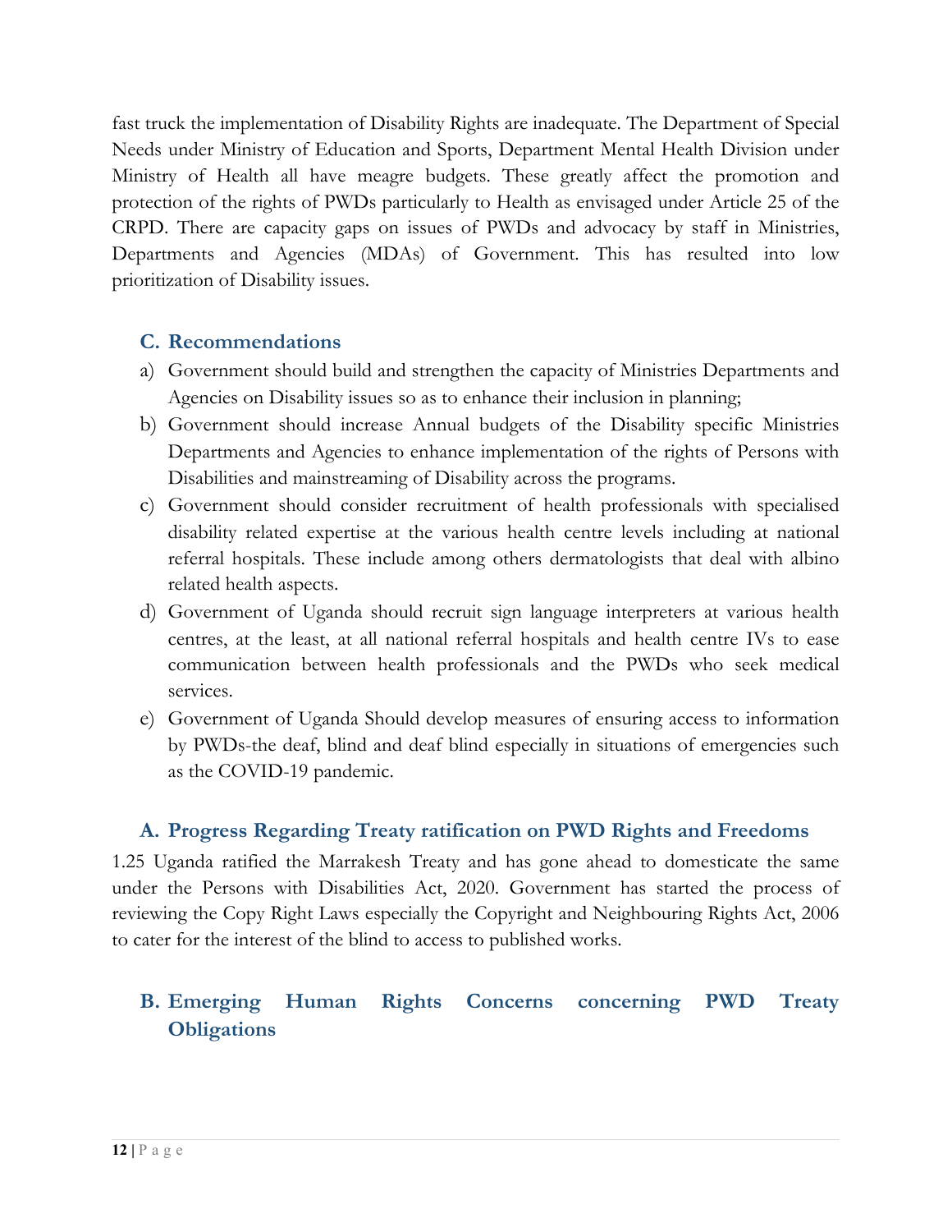fast truck the implementation of Disability Rights are inadequate. The Department of Special Needs under Ministry of Education and Sports, Department Mental Health Division under Ministry of Health all have meagre budgets. These greatly affect the promotion and protection of the rights of PWDs particularly to Health as envisaged under Article 25 of the CRPD. There are capacity gaps on issues of PWDs and advocacy by staff in Ministries, Departments and Agencies (MDAs) of Government. This has resulted into low prioritization of Disability issues.

### C. Recommendations

a) Government should build and strengthen the capacity of Ministries Departments and Agencies on Disability issues so as to enhance their inclusion in planning;

b) Government should increase Annual budgets of the Disability specific Ministries Departments and Agencies to enhance implementation of the rights of Persons with Disabilities and mainstreaming of Disability across the programs.

c) Government should consider recruitment of health professionals with specialised disability related expertise at the various health centre levels including at national referral hospitals. These include among others dermatologists that deal with albino related health aspects.

d) Government of Uganda should recruit sign language interpreters at various health centres, at the least, at all national referral hospitals and health centre IVs to ease communication between health professionals and the PWDs who seek medical services.

e) Government of Uganda Should develop measures of ensuring access to information by PWDs-the deaf, blind and deaf blind especially in situations of emergencies such as the COVID-19 pandemic.

### A. Progress Regarding Treaty ratification on PWD Rights and Freedoms

1.25 Uganda ratified the Marrakesh Treaty and has gone ahead to domesticate the same under the Persons with Disabilities Act, 2020. Government has started the process of reviewing the Copy Right Laws especially the Copyright and Neighbouring Rights Act, 2006 to cater for the interest of the blind to access to published works.

### B. Emerging Human Rights Concerns concerning PWD Treaty Obligations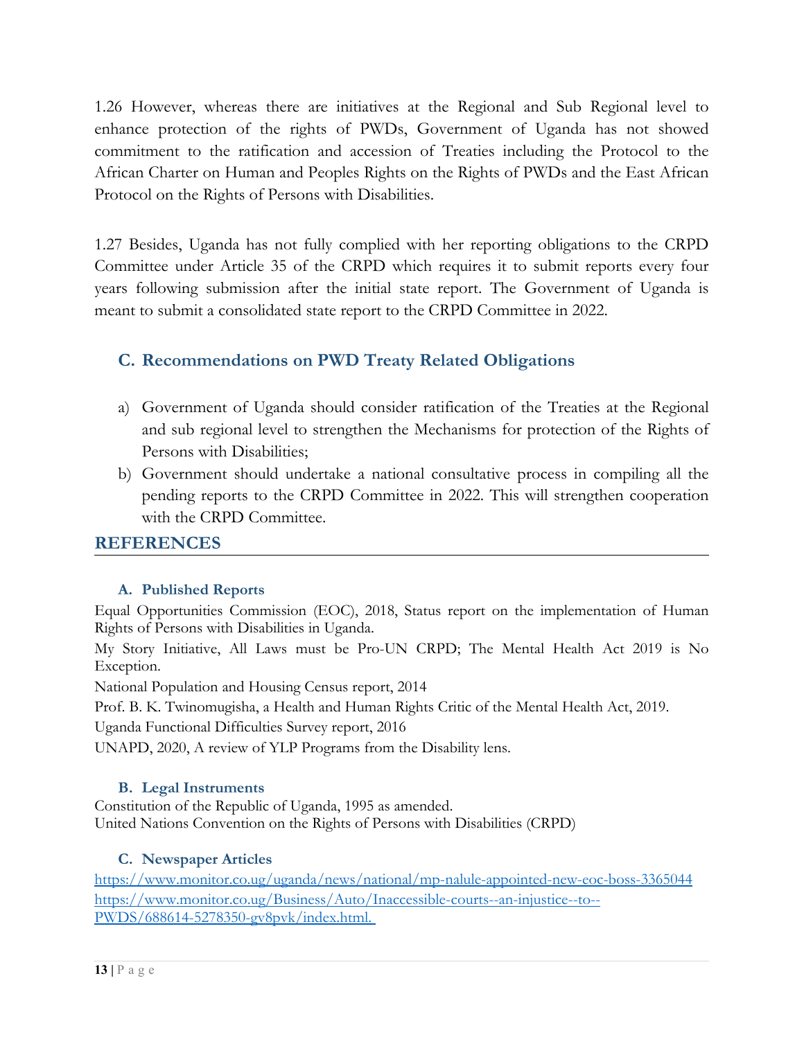1.26 However, whereas there are initiatives at the Regional and Sub Regional level to enhance protection of the rights of PWDs, Government of Uganda has not showed commitment to the ratification and accession of Treaties including the Protocol to the African Charter on Human and Peoples Rights on the Rights of PWDs and the East African Protocol on the Rights of Persons with Disabilities.

1.27 Besides, Uganda has not fully complied with her reporting obligations to the CRPD Committee under Article 35 of the CRPD which requires it to submit reports every four years following submission after the initial state report. The Government of Uganda is meant to submit a consolidated state report to the CRPD Committee in 2022.

### C. Recommendations on PWD Treaty Related Obligations

a) Government of Uganda should consider ratification of the Treaties at the Regional and sub regional level to strengthen the Mechanisms for protection of the Rights of Persons with Disabilities;

b) Government should undertake a national consultative process in compiling all the pending reports to the CRPD Committee in 2022. This will strengthen cooperation with the CRPD Committee.

## REFERENCES

### A. Published Reports

Equal Opportunities Commission (EOC), 2018, Status report on the implementation of Human Rights of Persons with Disabilities in Uganda.

My Story Initiative, All Laws must be Pro-UN CRPD; The Mental Health Act 2019 is No Exception.

National Population and Housing Census report, 2014

Prof. B. K. Twinomugisha, a Health and Human Rights Critic of the Mental Health Act, 2019.

Uganda Functional Difficulties Survey report, 2016

UNAPD, 2020, A review of YLP Programs from the Disability lens.

### B. Legal Instruments

Constitution of the Republic of Uganda, 1995 as amended.

United Nations Convention on the Rights of Persons with Disabilities (CRPD)

### C. Newspaper Articles

https://www.monitor.co.ug/uganda/news/national/mp-nalule-appointed-new-eoc-boss-3365044

https://www.monitor.co.ug/Business/Auto/Inaccessible-courts--an-injustice--to--PWDS/688614-5278350-gv8pvk/index.html.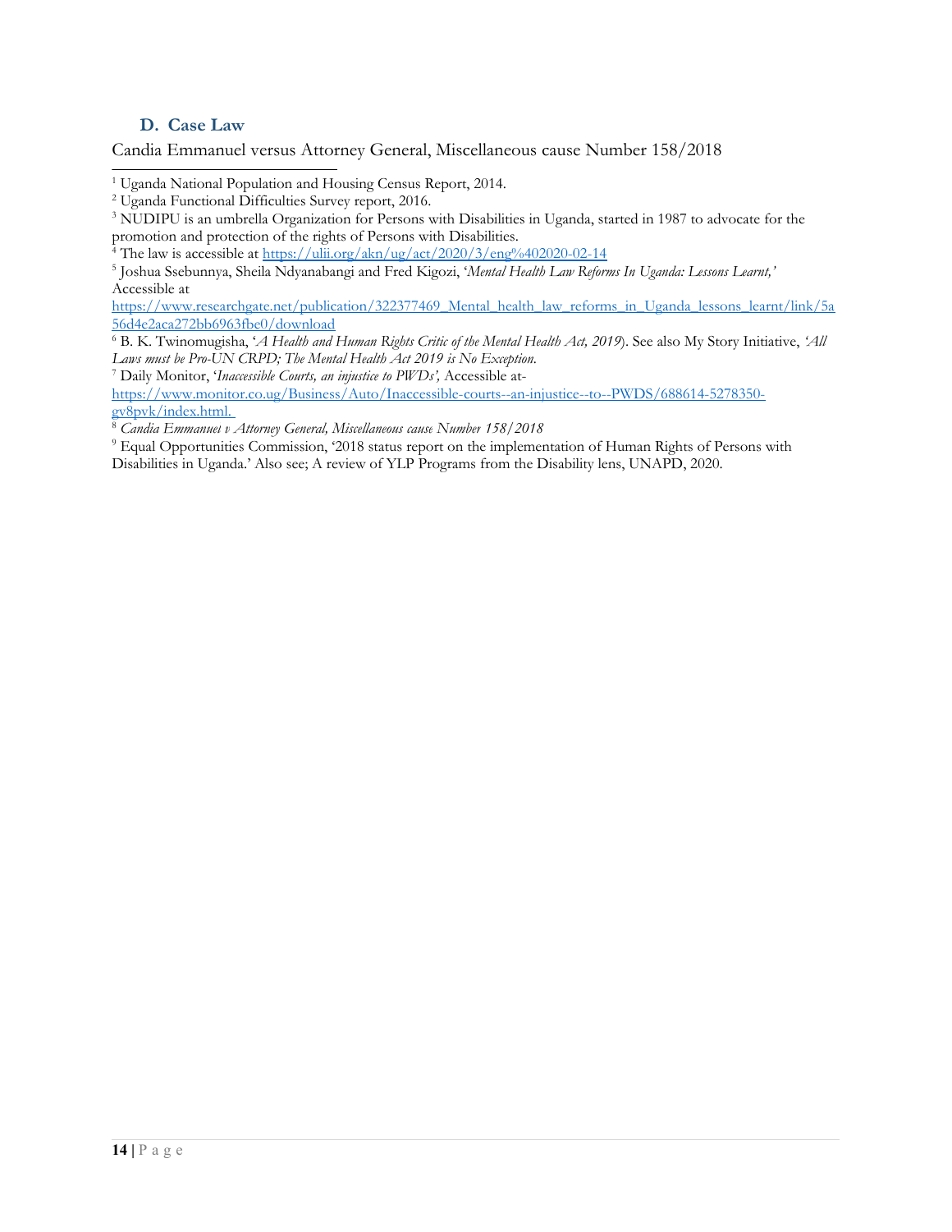## D. Case Law

Candia Emmanuel versus Attorney General, Miscellaneous cause Number 158/2018

---

[1] Uganda National Population and Housing Census Report, 2014.

[2] Uganda Functional Difficulties Survey report, 2016.

[3] NUDIPU is an umbrella Organization for Persons with Disabilities in Uganda, started in 1987 to advocate for the promotion and protection of the rights of Persons with Disabilities.

[4] The law is accessible at https://ulii.org/akn/ug/act/2020/3/eng%402020-02-14

[5] Joshua Ssebunnya, Sheila Ndyanabangi and Fred Kigozi, '*Mental Health Law Reforms In Uganda: Lessons Learnt,*' Accessible at https://www.researchgate.net/publication/322377469_Mental_health_law_reforms_in_Uganda_lessons_learnt/link/5a56d4e2aca272bb6963fbe0/download

[6] B. K. Twinomugisha, '*A Health and Human Rights Critic of the Mental Health Act, 2019*'). See also My Story Initiative, '*All Laws must be Pro-UN CRPD; The Mental Health Act 2019 is No Exception.*

[7] Daily Monitor, '*Inaccessible Courts, an injustice to PWDs',* Accessible at- https://www.monitor.co.ug/Business/Auto/Inaccessible-courts--an-injustice--to--PWDS/688614-5278350-gv8pvk/index.html.

[8] *Candia Emmanuel v Attorney General, Miscellaneous cause Number 158/2018*

[9] Equal Opportunities Commission, '2018 status report on the implementation of Human Rights of Persons with Disabilities in Uganda.' Also see; A review of YLP Programs from the Disability lens, UNAPD, 2020.